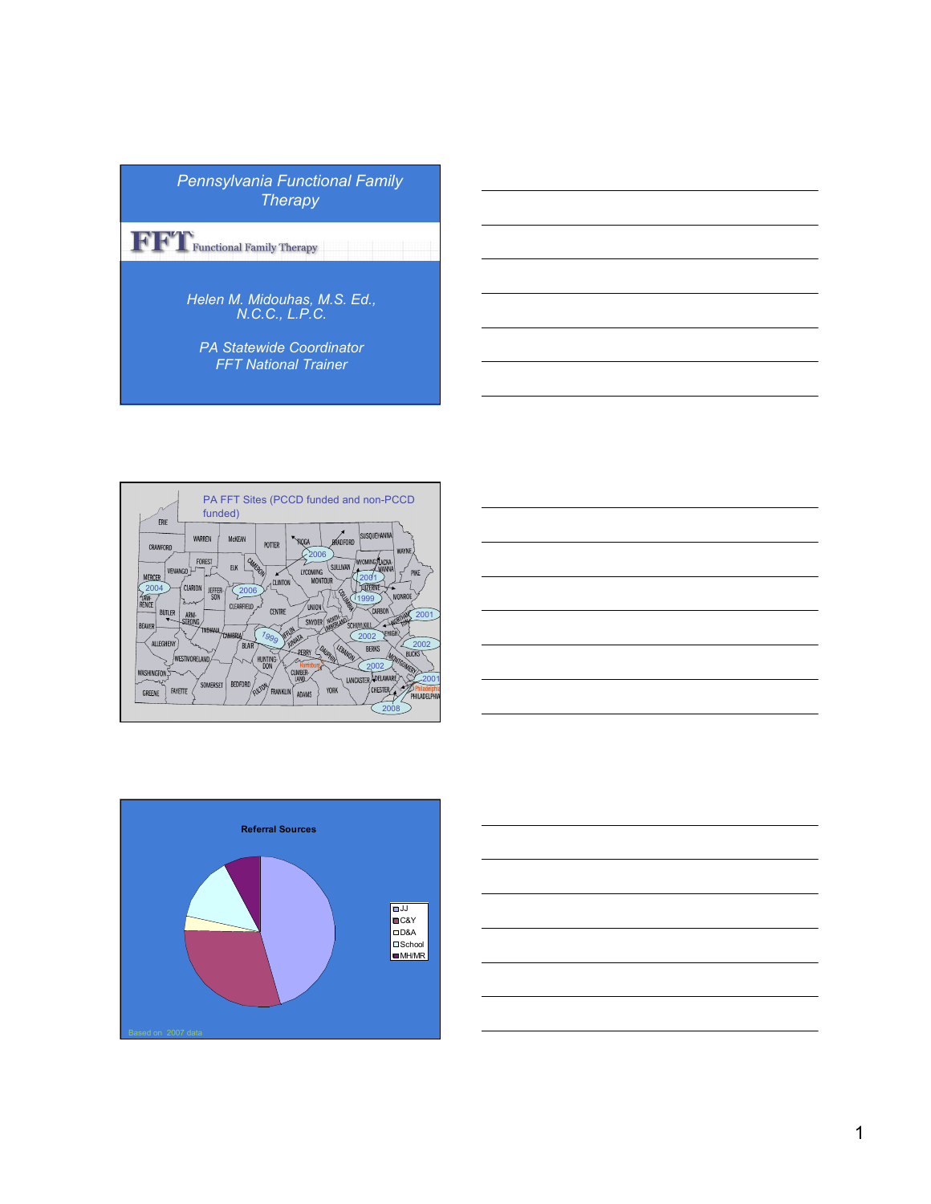# Pennsylvania Functional Family Therapy

FFT Functional Family Therapy

*Helen M. Midouhas, M.S. Ed., N.C.C., L.P.C.*

*PA Statewide Coordinator*
*FFT National Trainer*

---

## PA FFT Sites (PCCD funded and non-PCCD funded)

---

## Referral Sources

- JJ
- C&Y
- D&A
- School
- MH/MR

Based on 2007 data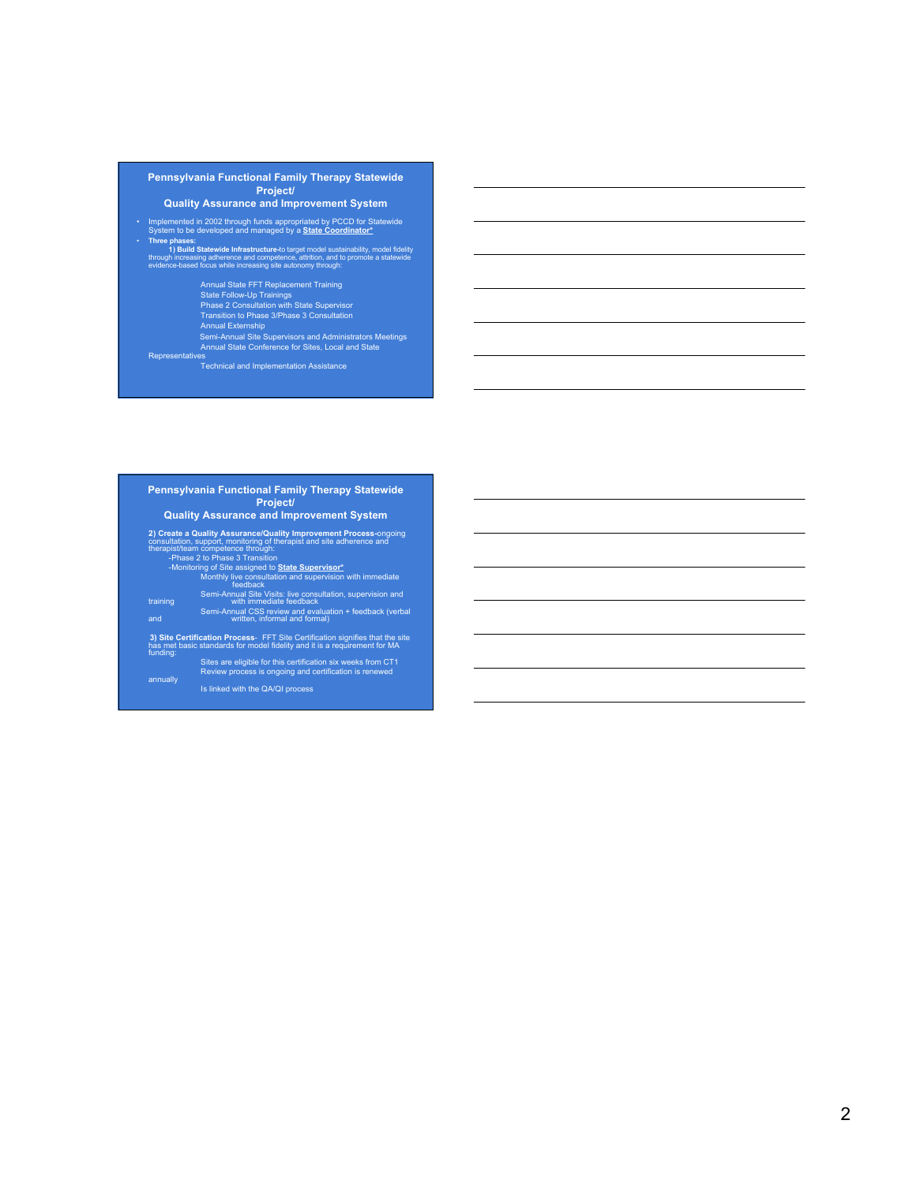## Pennsylvania Functional Family Therapy Statewide Project/ Quality Assurance and Improvement System

- Implemented in 2002 through funds appropriated by PCCD for Statewide System to be developed and managed by a **State Coordinator***
- **Three phases:**

**1) Build Statewide Infrastructure**-to target model sustainability, model fidelity through increasing adherence and competence, attrition, and to promote a statewide evidence-based focus while increasing site autonomy through:

- Annual State FFT Replacement Training
- State Follow-Up Trainings
- Phase 2 Consultation with State Supervisor
- Transition to Phase 3/Phase 3 Consultation
- Annual Externship
- Semi-Annual Site Supervisors and Administrators Meetings
- Annual State Conference for Sites, Local and State Representatives
- Technical and Implementation Assistance

## Pennsylvania Functional Family Therapy Statewide Project/ Quality Assurance and Improvement System

**2) Create a Quality Assurance/Quality Improvement Process**-ongoing consultation, support, monitoring of therapist and site adherence and therapist/team competence through:

- -Phase 2 to Phase 3 Transition
- -Monitoring of Site assigned to **State Supervisor***
  - Monthly live consultation and supervision with immediate feedback
  - Semi-Annual Site Visits: live consultation, supervision and training with immediate feedback
  - Semi-Annual CSS review and evaluation + feedback (verbal and written, informal and formal)

**3) Site Certification Process**- FFT Site Certification signifies that the site has met basic standards for model fidelity and it is a requirement for MA funding:

- Sites are eligible for this certification six weeks from CT1
- Review process is ongoing and certification is renewed annually
- Is linked with the QA/QI process